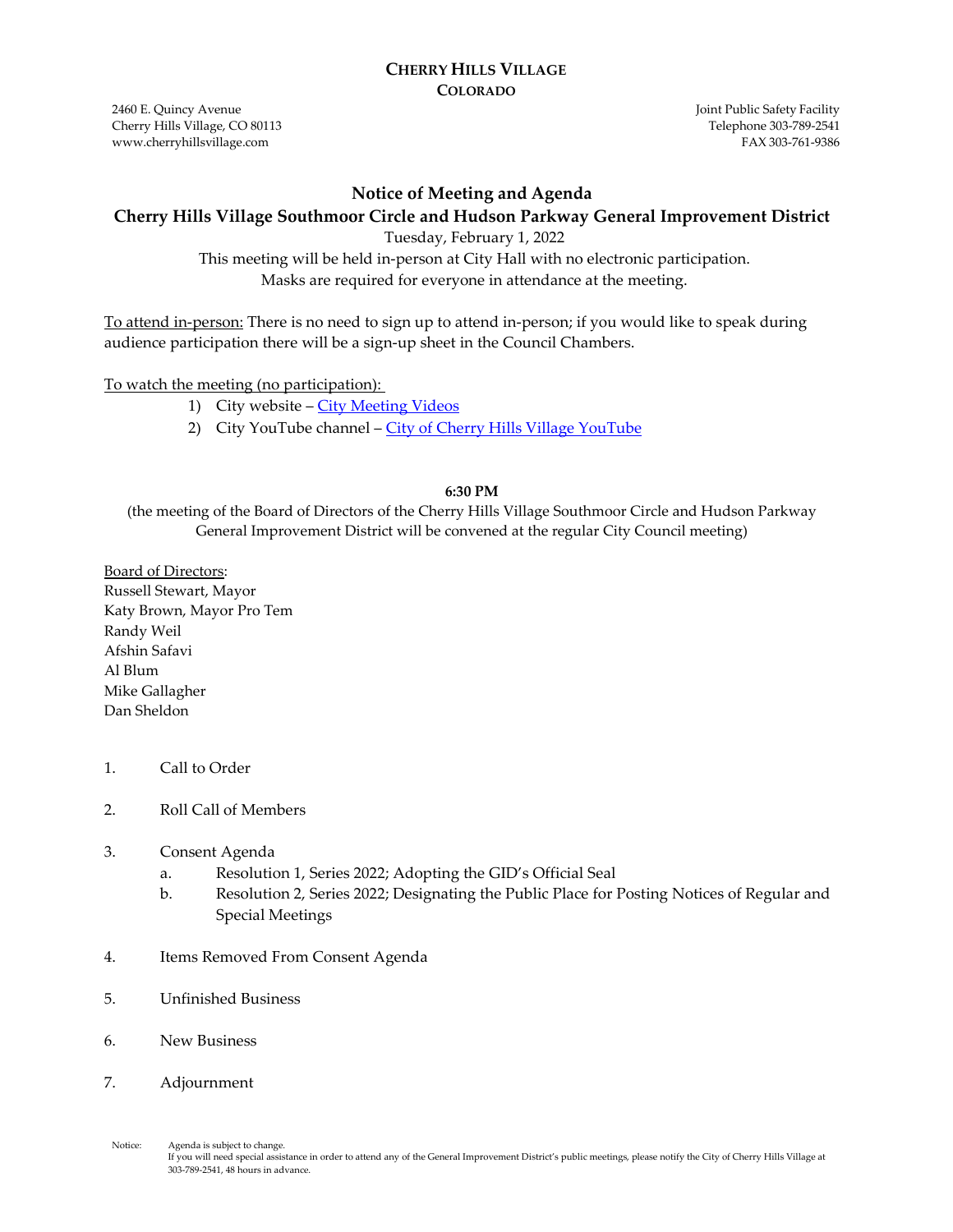# CHERRY HILLS VILLAGE
## COLORADO

2460 E. Quincy Avenue
Cherry Hills Village, CO 80113
www.cherryhillsvillage.com

Joint Public Safety Facility
Telephone 303-789-2541
FAX 303-761-9386

## Notice of Meeting and Agenda
## Cherry Hills Village Southmoor Circle and Hudson Parkway General Improvement District

Tuesday, February 1, 2022

This meeting will be held in-person at City Hall with no electronic participation.
Masks are required for everyone in attendance at the meeting.

To attend in-person: There is no need to sign up to attend in-person; if you would like to speak during audience participation there will be a sign-up sheet in the Council Chambers.

To watch the meeting (no participation):

1) City website – City Meeting Videos
2) City YouTube channel – City of Cherry Hills Village YouTube

**6:30 PM**

(the meeting of the Board of Directors of the Cherry Hills Village Southmoor Circle and Hudson Parkway General Improvement District will be convened at the regular City Council meeting)

Board of Directors:
Russell Stewart, Mayor
Katy Brown, Mayor Pro Tem
Randy Weil
Afshin Safavi
Al Blum
Mike Gallagher
Dan Sheldon

1. Call to Order
2. Roll Call of Members
3. Consent Agenda
    a. Resolution 1, Series 2022; Adopting the GID's Official Seal
    b. Resolution 2, Series 2022; Designating the Public Place for Posting Notices of Regular and Special Meetings
4. Items Removed From Consent Agenda
5. Unfinished Business
6. New Business
7. Adjournment

Notice: Agenda is subject to change.
If you will need special assistance in order to attend any of the General Improvement District's public meetings, please notify the City of Cherry Hills Village at 303-789-2541, 48 hours in advance.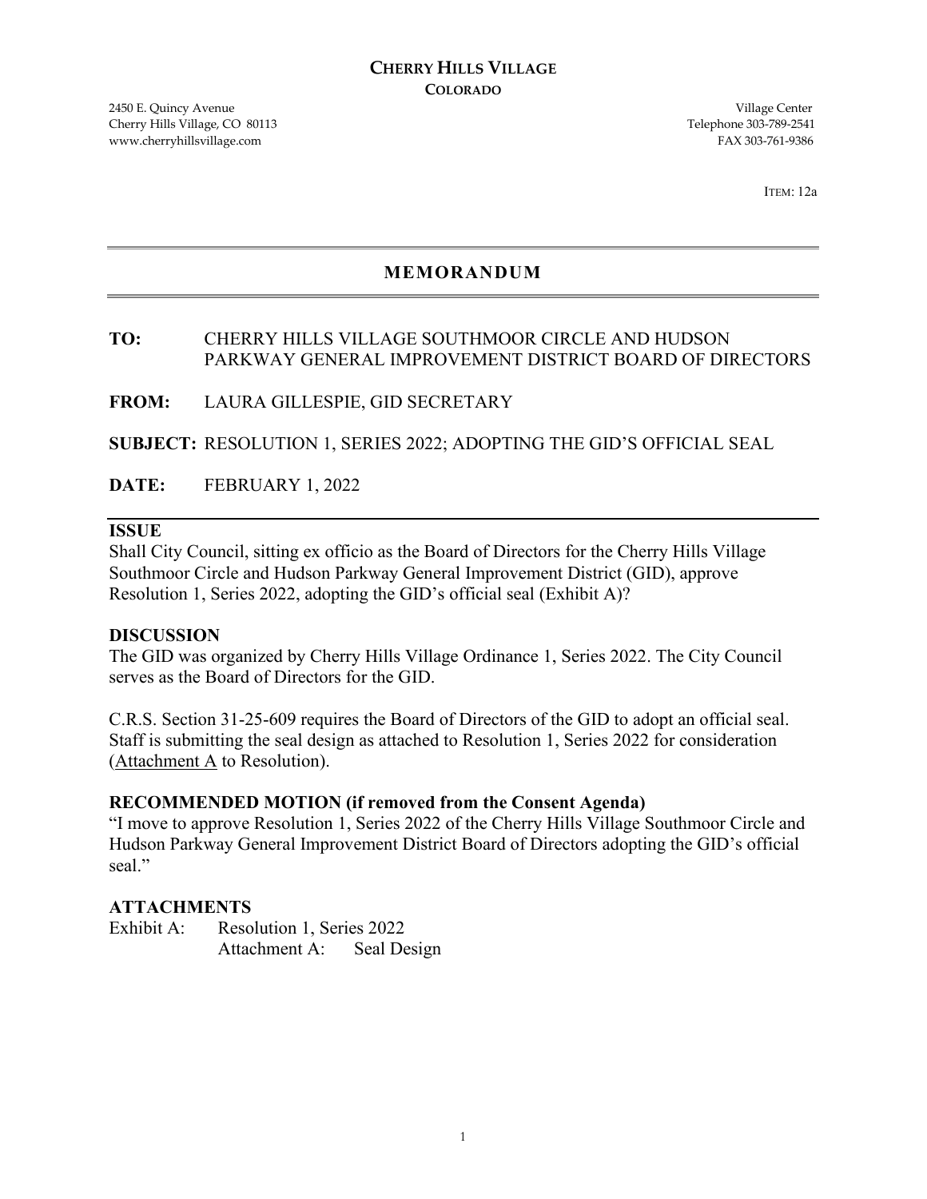**CHERRY HILLS VILLAGE**
**COLORADO**

2450 E. Quincy Avenue
Cherry Hills Village, CO 80113
www.cherryhillsvillage.com

Village Center
Telephone 303-789-2541
FAX 303-761-9386

ITEM: 12a

---

## MEMORANDUM

---

**TO:** CHERRY HILLS VILLAGE SOUTHMOOR CIRCLE AND HUDSON PARKWAY GENERAL IMPROVEMENT DISTRICT BOARD OF DIRECTORS

**FROM:** LAURA GILLESPIE, GID SECRETARY

**SUBJECT:** RESOLUTION 1, SERIES 2022; ADOPTING THE GID'S OFFICIAL SEAL

**DATE:** FEBRUARY 1, 2022

---

**ISSUE**

Shall City Council, sitting ex officio as the Board of Directors for the Cherry Hills Village Southmoor Circle and Hudson Parkway General Improvement District (GID), approve Resolution 1, Series 2022, adopting the GID's official seal (Exhibit A)?

**DISCUSSION**

The GID was organized by Cherry Hills Village Ordinance 1, Series 2022. The City Council serves as the Board of Directors for the GID.

C.R.S. Section 31-25-609 requires the Board of Directors of the GID to adopt an official seal. Staff is submitting the seal design as attached to Resolution 1, Series 2022 for consideration (Attachment A to Resolution).

**RECOMMENDED MOTION (if removed from the Consent Agenda)**

"I move to approve Resolution 1, Series 2022 of the Cherry Hills Village Southmoor Circle and Hudson Parkway General Improvement District Board of Directors adopting the GID's official seal."

**ATTACHMENTS**

Exhibit A: Resolution 1, Series 2022
Attachment A: Seal Design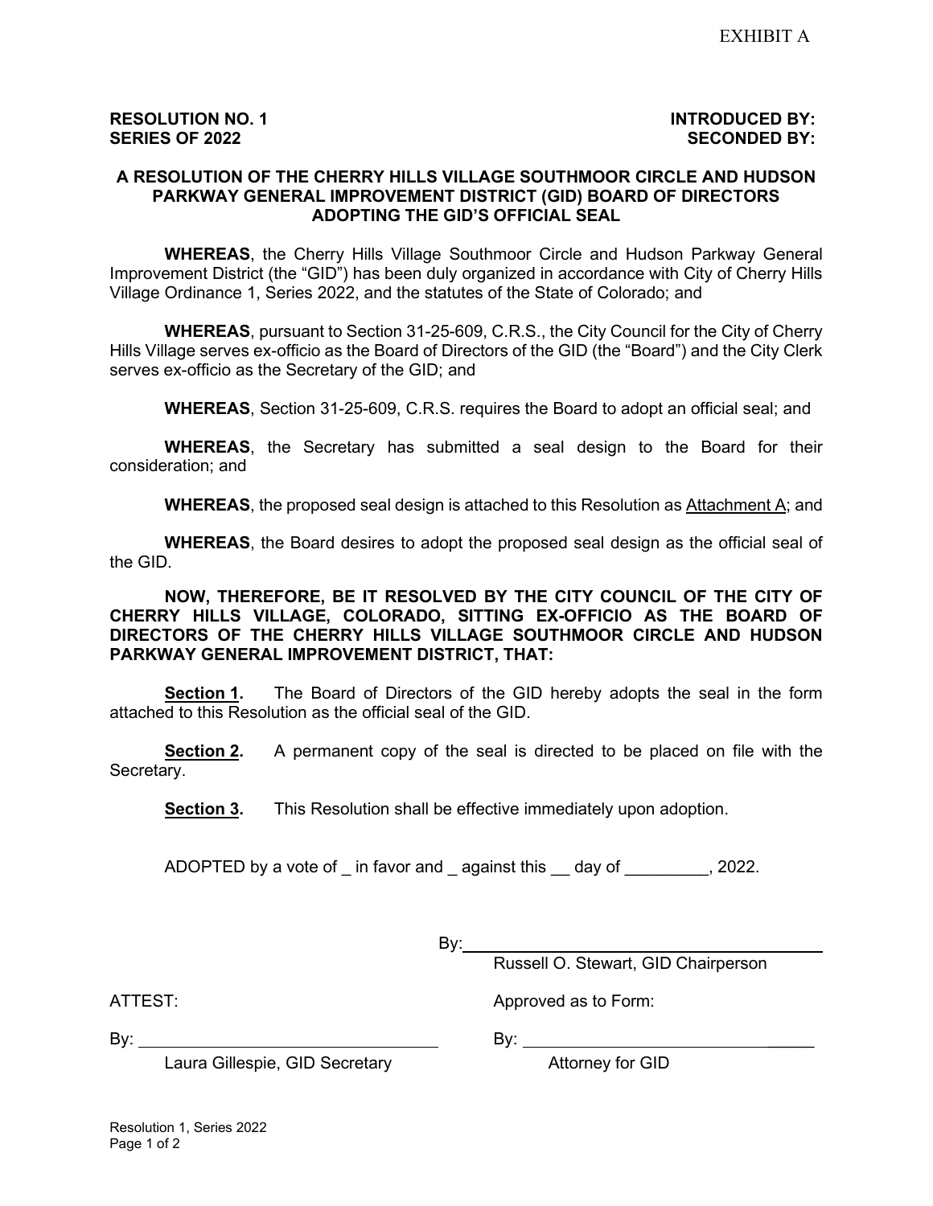EXHIBIT A

**RESOLUTION NO. 1**
**SERIES OF 2022**

**INTRODUCED BY:**
**SECONDED BY:**

**A RESOLUTION OF THE CHERRY HILLS VILLAGE SOUTHMOOR CIRCLE AND HUDSON PARKWAY GENERAL IMPROVEMENT DISTRICT (GID) BOARD OF DIRECTORS ADOPTING THE GID'S OFFICIAL SEAL**

**WHEREAS**, the Cherry Hills Village Southmoor Circle and Hudson Parkway General Improvement District (the "GID") has been duly organized in accordance with City of Cherry Hills Village Ordinance 1, Series 2022, and the statutes of the State of Colorado; and

**WHEREAS**, pursuant to Section 31-25-609, C.R.S., the City Council for the City of Cherry Hills Village serves ex-officio as the Board of Directors of the GID (the "Board") and the City Clerk serves ex-officio as the Secretary of the GID; and

**WHEREAS**, Section 31-25-609, C.R.S. requires the Board to adopt an official seal; and

**WHEREAS**, the Secretary has submitted a seal design to the Board for their consideration; and

**WHEREAS**, the proposed seal design is attached to this Resolution as Attachment A; and

**WHEREAS**, the Board desires to adopt the proposed seal design as the official seal of the GID.

**NOW, THEREFORE, BE IT RESOLVED BY THE CITY COUNCIL OF THE CITY OF CHERRY HILLS VILLAGE, COLORADO, SITTING EX-OFFICIO AS THE BOARD OF DIRECTORS OF THE CHERRY HILLS VILLAGE SOUTHMOOR CIRCLE AND HUDSON PARKWAY GENERAL IMPROVEMENT DISTRICT, THAT:**

**Section 1.** The Board of Directors of the GID hereby adopts the seal in the form attached to this Resolution as the official seal of the GID.

**Section 2.** A permanent copy of the seal is directed to be placed on file with the Secretary.

**Section 3.** This Resolution shall be effective immediately upon adoption.

ADOPTED by a vote of _ in favor and _ against this __ day of _________, 2022.

By: ______________________________
Russell O. Stewart, GID Chairperson

ATTEST:

By: ______________________________
Laura Gillespie, GID Secretary

Approved as to Form:

By: ______________________________
Attorney for GID

Resolution 1, Series 2022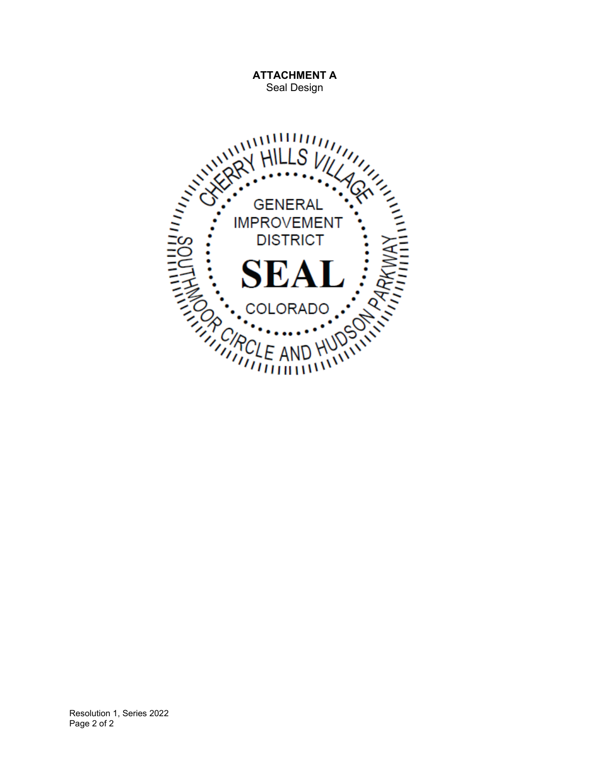**ATTACHMENT A**

Seal Design

CHERRY HILLS VILLAGE

GENERAL IMPROVEMENT DISTRICT

**SEAL**

COLORADO

SOUTHMOOR CIRCLE AND HUDSON PARKWAY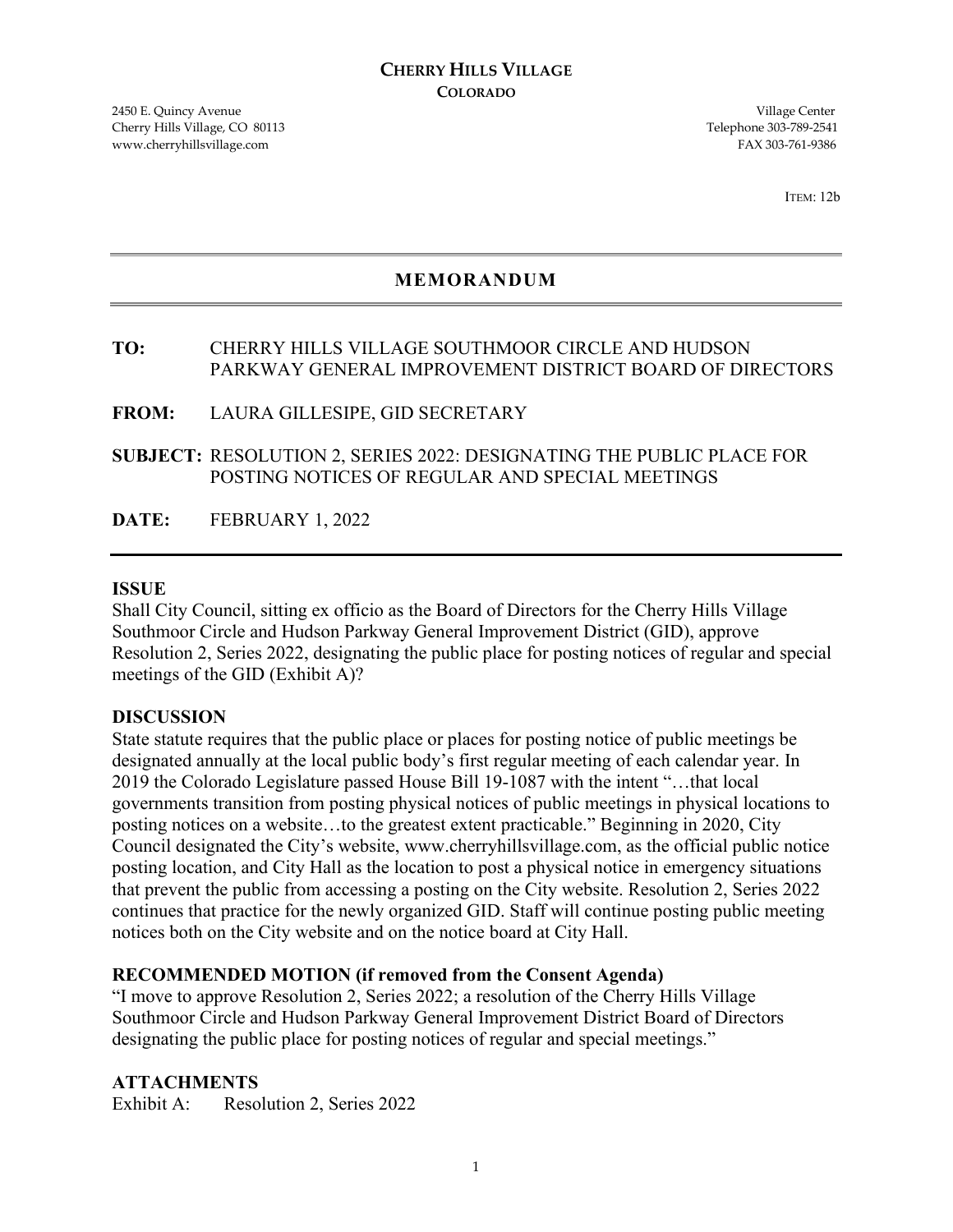**CHERRY HILLS VILLAGE**
**COLORADO**

2450 E. Quincy Avenue
Cherry Hills Village, CO 80113
www.cherryhillsvillage.com

Village Center
Telephone 303-789-2541
FAX 303-761-9386

ITEM: 12b

# MEMORANDUM

**TO:** CHERRY HILLS VILLAGE SOUTHMOOR CIRCLE AND HUDSON PARKWAY GENERAL IMPROVEMENT DISTRICT BOARD OF DIRECTORS

**FROM:** LAURA GILLESIPE, GID SECRETARY

**SUBJECT:** RESOLUTION 2, SERIES 2022: DESIGNATING THE PUBLIC PLACE FOR POSTING NOTICES OF REGULAR AND SPECIAL MEETINGS

**DATE:** FEBRUARY 1, 2022

## ISSUE

Shall City Council, sitting ex officio as the Board of Directors for the Cherry Hills Village Southmoor Circle and Hudson Parkway General Improvement District (GID), approve Resolution 2, Series 2022, designating the public place for posting notices of regular and special meetings of the GID (Exhibit A)?

## DISCUSSION

State statute requires that the public place or places for posting notice of public meetings be designated annually at the local public body's first regular meeting of each calendar year. In 2019 the Colorado Legislature passed House Bill 19-1087 with the intent "…that local governments transition from posting physical notices of public meetings in physical locations to posting notices on a website…to the greatest extent practicable." Beginning in 2020, City Council designated the City's website, www.cherryhillsvillage.com, as the official public notice posting location, and City Hall as the location to post a physical notice in emergency situations that prevent the public from accessing a posting on the City website. Resolution 2, Series 2022 continues that practice for the newly organized GID. Staff will continue posting public meeting notices both on the City website and on the notice board at City Hall.

## RECOMMENDED MOTION (if removed from the Consent Agenda)

"I move to approve Resolution 2, Series 2022; a resolution of the Cherry Hills Village Southmoor Circle and Hudson Parkway General Improvement District Board of Directors designating the public place for posting notices of regular and special meetings."

## ATTACHMENTS

Exhibit A: Resolution 2, Series 2022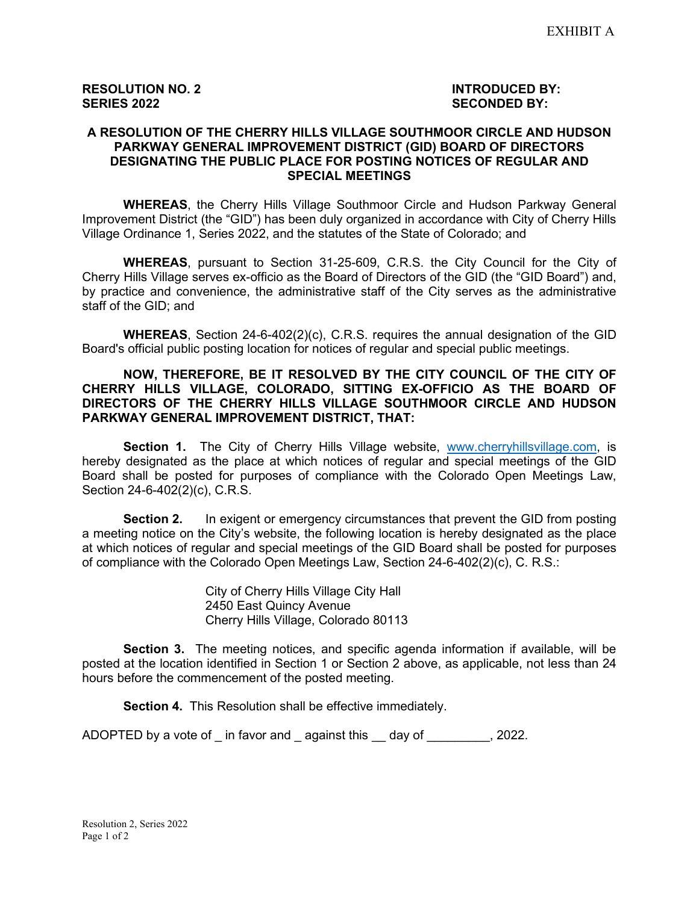EXHIBIT A

**RESOLUTION NO. 2**
**SERIES 2022**

**INTRODUCED BY:**
**SECONDED BY:**

**A RESOLUTION OF THE CHERRY HILLS VILLAGE SOUTHMOOR CIRCLE AND HUDSON PARKWAY GENERAL IMPROVEMENT DISTRICT (GID) BOARD OF DIRECTORS DESIGNATING THE PUBLIC PLACE FOR POSTING NOTICES OF REGULAR AND SPECIAL MEETINGS**

**WHEREAS**, the Cherry Hills Village Southmoor Circle and Hudson Parkway General Improvement District (the "GID") has been duly organized in accordance with City of Cherry Hills Village Ordinance 1, Series 2022, and the statutes of the State of Colorado; and

**WHEREAS**, pursuant to Section 31-25-609, C.R.S. the City Council for the City of Cherry Hills Village serves ex-officio as the Board of Directors of the GID (the "GID Board") and, by practice and convenience, the administrative staff of the City serves as the administrative staff of the GID; and

**WHEREAS**, Section 24-6-402(2)(c), C.R.S. requires the annual designation of the GID Board's official public posting location for notices of regular and special public meetings.

**NOW, THEREFORE, BE IT RESOLVED BY THE CITY COUNCIL OF THE CITY OF CHERRY HILLS VILLAGE, COLORADO, SITTING EX-OFFICIO AS THE BOARD OF DIRECTORS OF THE CHERRY HILLS VILLAGE SOUTHMOOR CIRCLE AND HUDSON PARKWAY GENERAL IMPROVEMENT DISTRICT, THAT:**

**Section 1.** The City of Cherry Hills Village website, www.cherryhillsvillage.com, is hereby designated as the place at which notices of regular and special meetings of the GID Board shall be posted for purposes of compliance with the Colorado Open Meetings Law, Section 24-6-402(2)(c), C.R.S.

**Section 2.** In exigent or emergency circumstances that prevent the GID from posting a meeting notice on the City's website, the following location is hereby designated as the place at which notices of regular and special meetings of the GID Board shall be posted for purposes of compliance with the Colorado Open Meetings Law, Section 24-6-402(2)(c), C. R.S.:

City of Cherry Hills Village City Hall
2450 East Quincy Avenue
Cherry Hills Village, Colorado 80113

**Section 3.** The meeting notices, and specific agenda information if available, will be posted at the location identified in Section 1 or Section 2 above, as applicable, not less than 24 hours before the commencement of the posted meeting.

**Section 4.** This Resolution shall be effective immediately.

ADOPTED by a vote of _ in favor and _ against this __ day of _________, 2022.

Resolution 2, Series 2022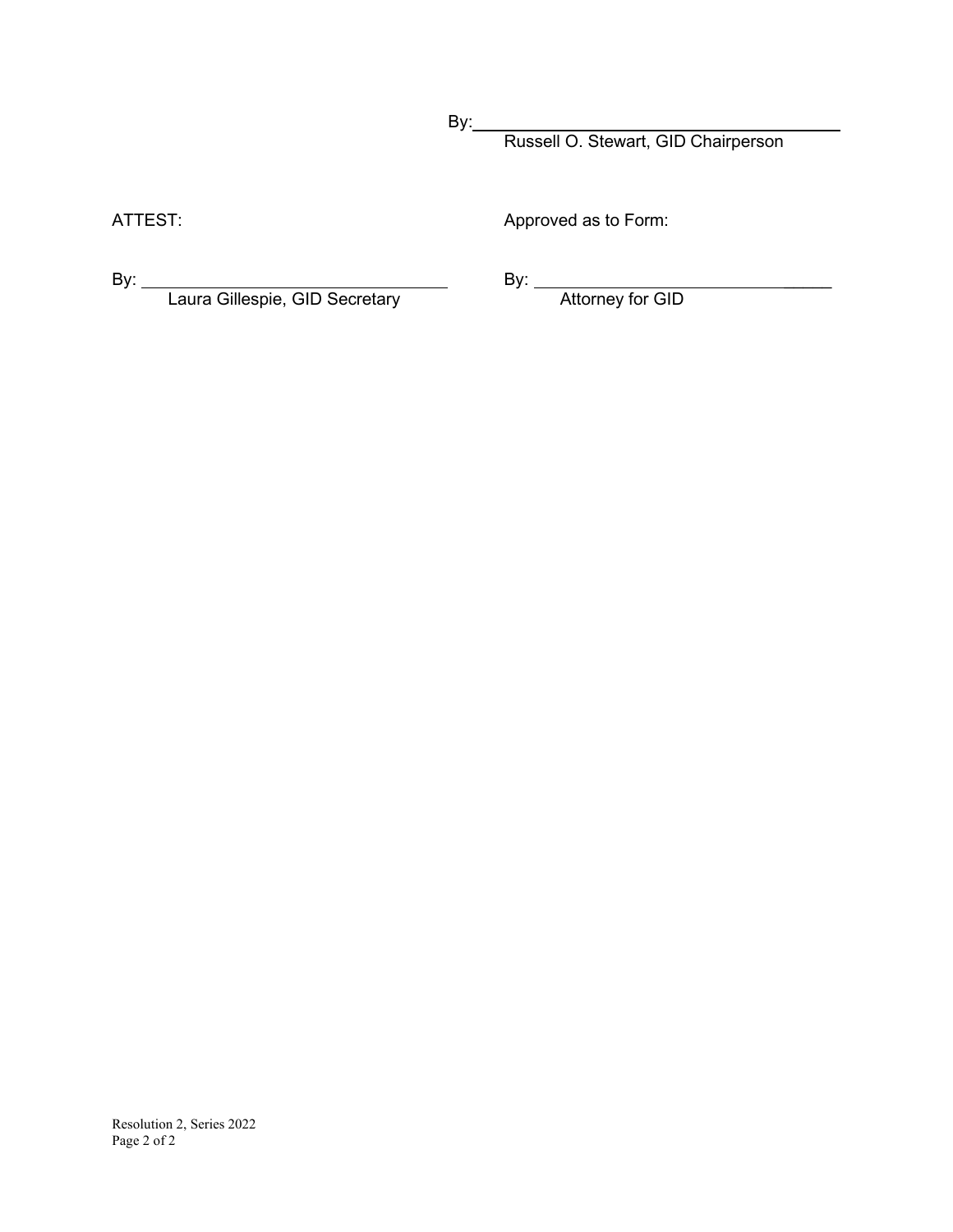By: ______________________________________
Russell O. Stewart, GID Chairperson

ATTEST:

By: ______________________________
Laura Gillespie, GID Secretary

Approved as to Form:

By: ______________________________
Attorney for GID